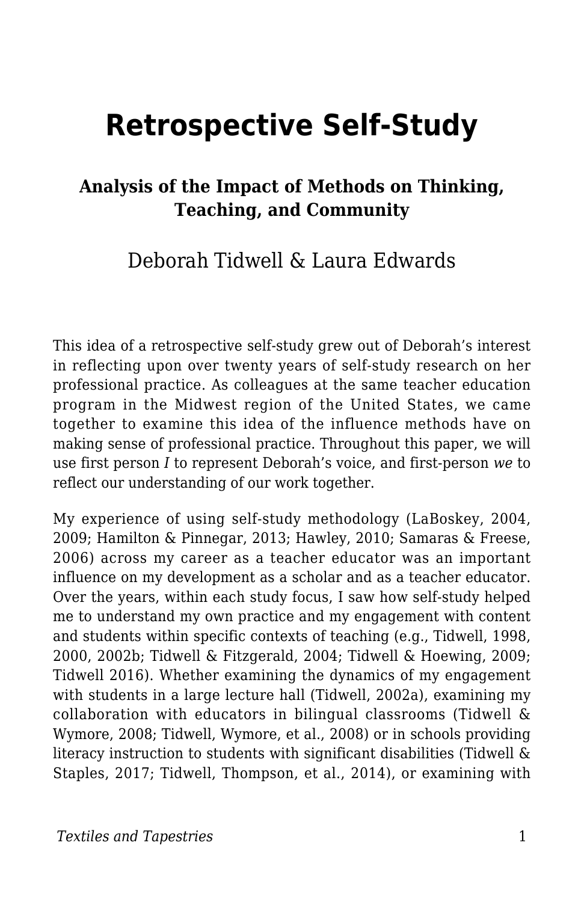# Retrospective Self-Study

### Analysis of the Impact of Methods on Thinking, Teaching, and Community

Deborah Tidwell & Laura Edwards

This idea of a retrospective self-study grew out of Deborah's interest in reflecting upon over twenty years of self-study research on her professional practice. As colleagues at the same teacher education program in the Midwest region of the United States, we came together to examine this idea of the influence methods have on making sense of professional practice. Throughout this paper, we will use first person *I* to represent Deborah's voice, and first-person *we* to reflect our understanding of our work together.

My experience of using self-study methodology (LaBoskey, 2004, 2009; Hamilton & Pinnegar, 2013; Hawley, 2010; Samaras & Freese, 2006) across my career as a teacher educator was an important influence on my development as a scholar and as a teacher educator. Over the years, within each study focus, I saw how self-study helped me to understand my own practice and my engagement with content and students within specific contexts of teaching (e.g., Tidwell, 1998, 2000, 2002b; Tidwell & Fitzgerald, 2004; Tidwell & Hoewing, 2009; Tidwell 2016). Whether examining the dynamics of my engagement with students in a large lecture hall (Tidwell, 2002a), examining my collaboration with educators in bilingual classrooms (Tidwell & Wymore, 2008; Tidwell, Wymore, et al., 2008) or in schools providing literacy instruction to students with significant disabilities (Tidwell & Staples, 2017; Tidwell, Thompson, et al., 2014), or examining with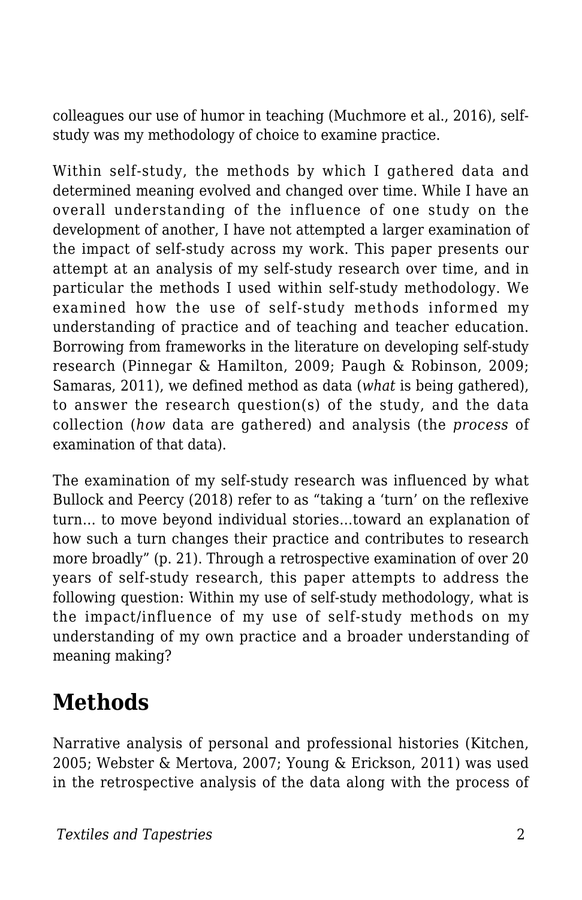colleagues our use of humor in teaching (Muchmore et al., 2016), self-study was my methodology of choice to examine practice.

Within self-study, the methods by which I gathered data and determined meaning evolved and changed over time. While I have an overall understanding of the influence of one study on the development of another, I have not attempted a larger examination of the impact of self-study across my work. This paper presents our attempt at an analysis of my self-study research over time, and in particular the methods I used within self-study methodology. We examined how the use of self-study methods informed my understanding of practice and of teaching and teacher education. Borrowing from frameworks in the literature on developing self-study research (Pinnegar & Hamilton, 2009; Paugh & Robinson, 2009; Samaras, 2011), we defined method as data (*what* is being gathered), to answer the research question(s) of the study, and the data collection (*how* data are gathered) and analysis (the *process* of examination of that data).

The examination of my self-study research was influenced by what Bullock and Peercy (2018) refer to as "taking a 'turn' on the reflexive turn… to move beyond individual stories…toward an explanation of how such a turn changes their practice and contributes to research more broadly" (p. 21). Through a retrospective examination of over 20 years of self-study research, this paper attempts to address the following question: Within my use of self-study methodology, what is the impact/influence of my use of self-study methods on my understanding of my own practice and a broader understanding of meaning making?

## Methods

Narrative analysis of personal and professional histories (Kitchen, 2005; Webster & Mertova, 2007; Young & Erickson, 2011) was used in the retrospective analysis of the data along with the process of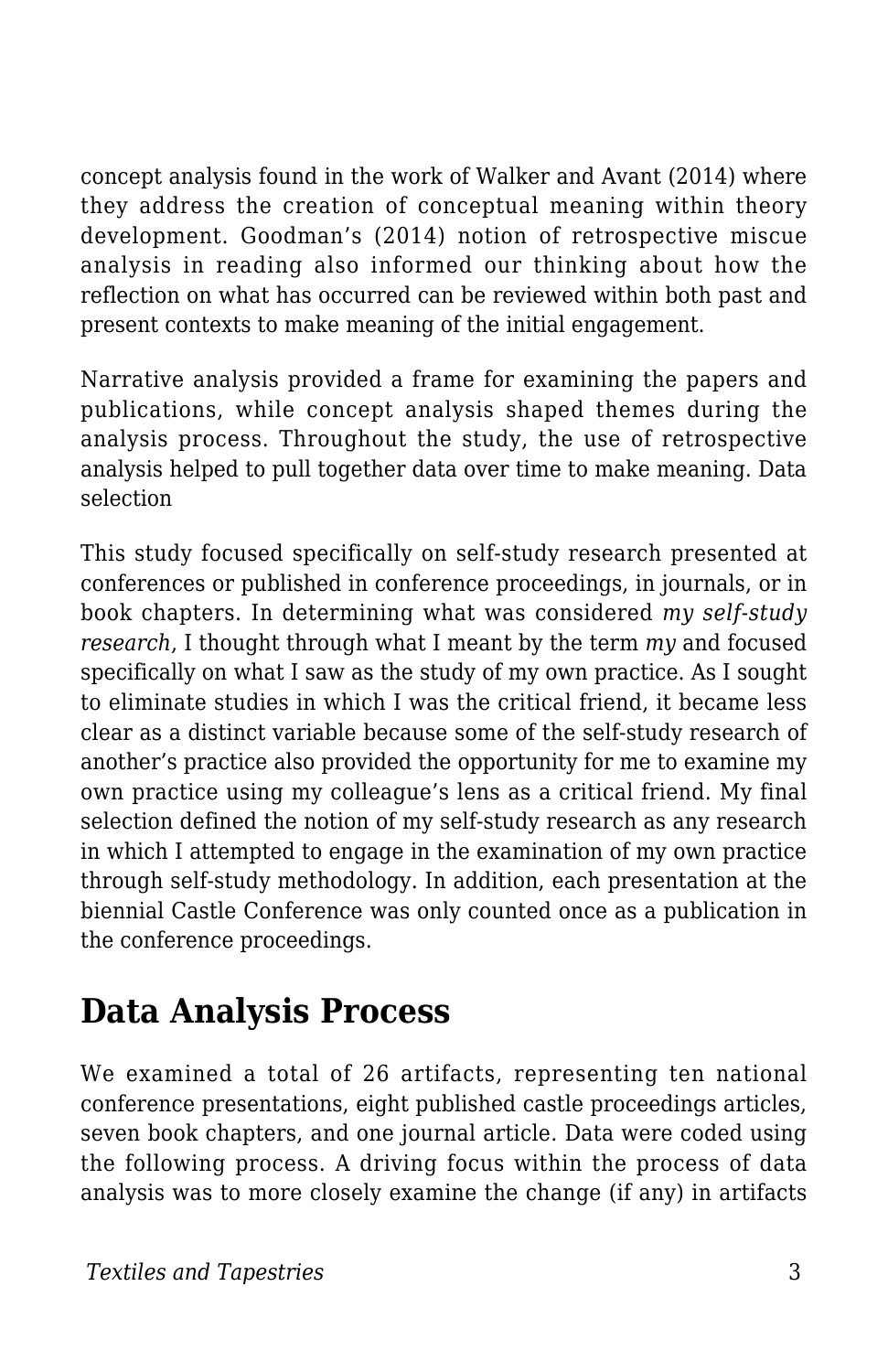concept analysis found in the work of Walker and Avant (2014) where they address the creation of conceptual meaning within theory development. Goodman's (2014) notion of retrospective miscue analysis in reading also informed our thinking about how the reflection on what has occurred can be reviewed within both past and present contexts to make meaning of the initial engagement.

Narrative analysis provided a frame for examining the papers and publications, while concept analysis shaped themes during the analysis process. Throughout the study, the use of retrospective analysis helped to pull together data over time to make meaning. Data selection

This study focused specifically on self-study research presented at conferences or published in conference proceedings, in journals, or in book chapters. In determining what was considered *my self-study research*, I thought through what I meant by the term *my* and focused specifically on what I saw as the study of my own practice. As I sought to eliminate studies in which I was the critical friend, it became less clear as a distinct variable because some of the self-study research of another's practice also provided the opportunity for me to examine my own practice using my colleague's lens as a critical friend. My final selection defined the notion of my self-study research as any research in which I attempted to engage in the examination of my own practice through self-study methodology. In addition, each presentation at the biennial Castle Conference was only counted once as a publication in the conference proceedings.

## Data Analysis Process

We examined a total of 26 artifacts, representing ten national conference presentations, eight published castle proceedings articles, seven book chapters, and one journal article. Data were coded using the following process. A driving focus within the process of data analysis was to more closely examine the change (if any) in artifacts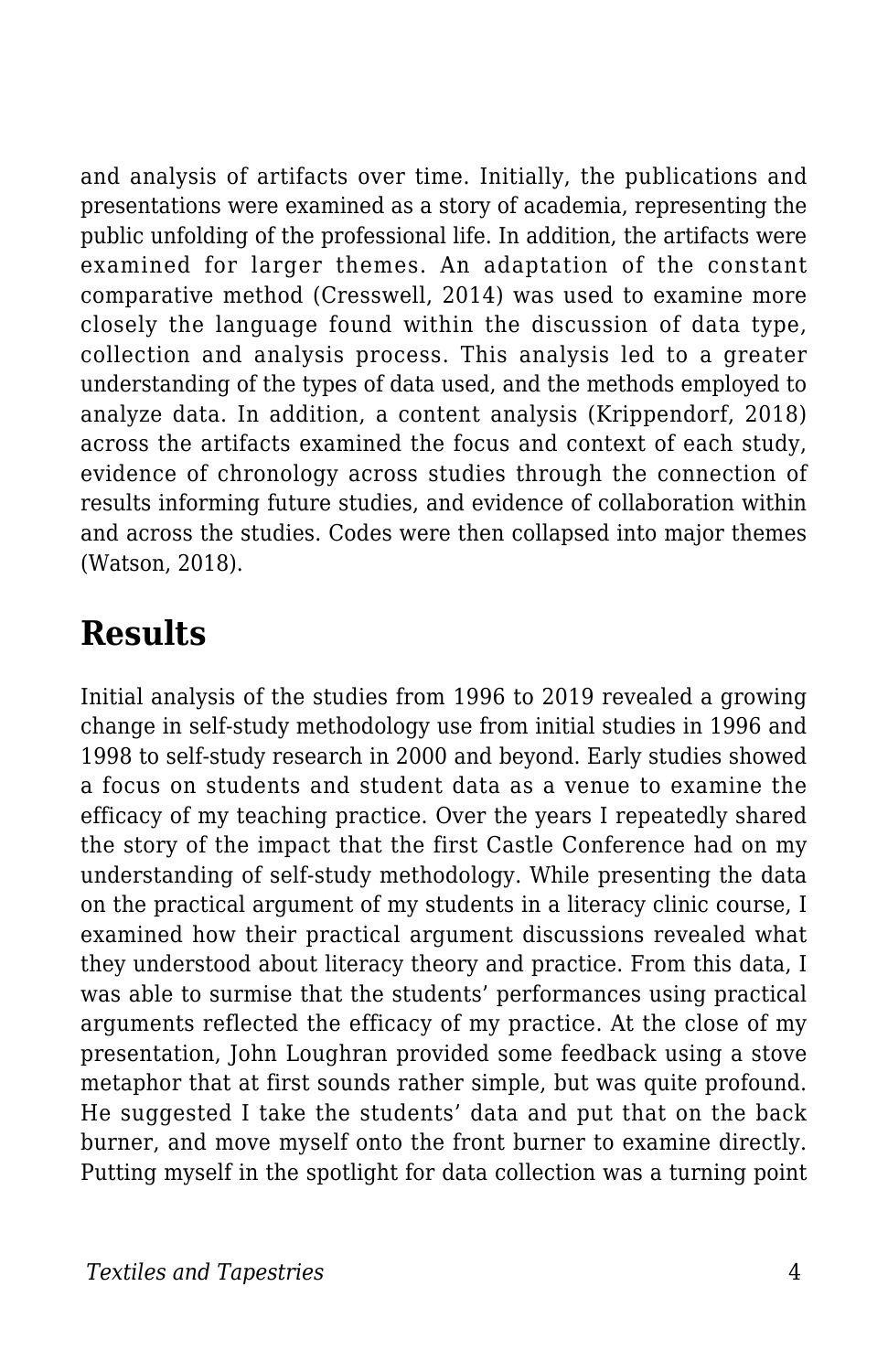and analysis of artifacts over time. Initially, the publications and presentations were examined as a story of academia, representing the public unfolding of the professional life. In addition, the artifacts were examined for larger themes. An adaptation of the constant comparative method (Cresswell, 2014) was used to examine more closely the language found within the discussion of data type, collection and analysis process. This analysis led to a greater understanding of the types of data used, and the methods employed to analyze data. In addition, a content analysis (Krippendorf, 2018) across the artifacts examined the focus and context of each study, evidence of chronology across studies through the connection of results informing future studies, and evidence of collaboration within and across the studies. Codes were then collapsed into major themes (Watson, 2018).

## Results

Initial analysis of the studies from 1996 to 2019 revealed a growing change in self-study methodology use from initial studies in 1996 and 1998 to self-study research in 2000 and beyond. Early studies showed a focus on students and student data as a venue to examine the efficacy of my teaching practice. Over the years I repeatedly shared the story of the impact that the first Castle Conference had on my understanding of self-study methodology. While presenting the data on the practical argument of my students in a literacy clinic course, I examined how their practical argument discussions revealed what they understood about literacy theory and practice. From this data, I was able to surmise that the students' performances using practical arguments reflected the efficacy of my practice. At the close of my presentation, John Loughran provided some feedback using a stove metaphor that at first sounds rather simple, but was quite profound. He suggested I take the students' data and put that on the back burner, and move myself onto the front burner to examine directly. Putting myself in the spotlight for data collection was a turning point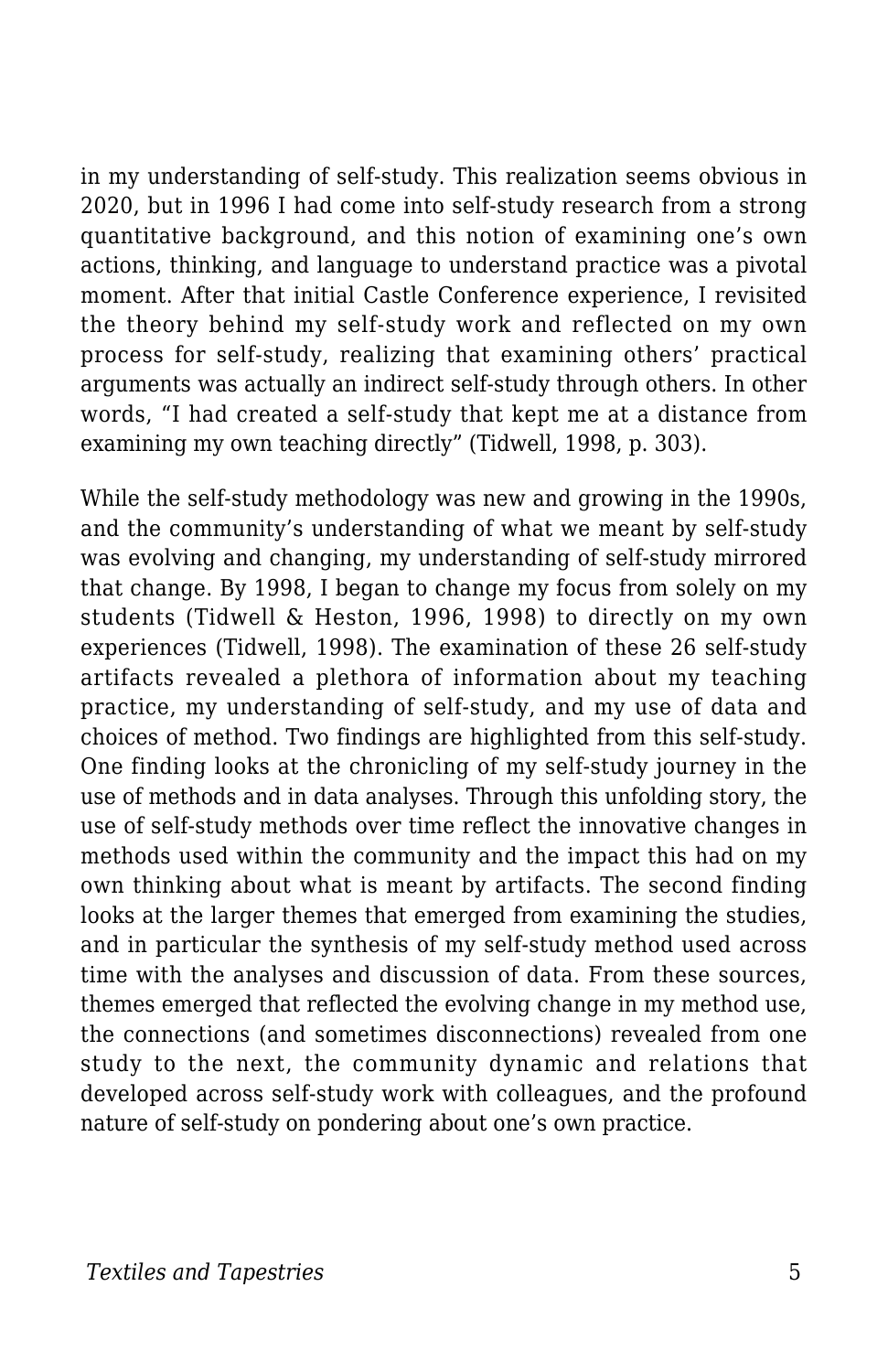in my understanding of self-study. This realization seems obvious in 2020, but in 1996 I had come into self-study research from a strong quantitative background, and this notion of examining one's own actions, thinking, and language to understand practice was a pivotal moment. After that initial Castle Conference experience, I revisited the theory behind my self-study work and reflected on my own process for self-study, realizing that examining others' practical arguments was actually an indirect self-study through others. In other words, "I had created a self-study that kept me at a distance from examining my own teaching directly" (Tidwell, 1998, p. 303).

While the self-study methodology was new and growing in the 1990s, and the community's understanding of what we meant by self-study was evolving and changing, my understanding of self-study mirrored that change. By 1998, I began to change my focus from solely on my students (Tidwell & Heston, 1996, 1998) to directly on my own experiences (Tidwell, 1998). The examination of these 26 self-study artifacts revealed a plethora of information about my teaching practice, my understanding of self-study, and my use of data and choices of method. Two findings are highlighted from this self-study. One finding looks at the chronicling of my self-study journey in the use of methods and in data analyses. Through this unfolding story, the use of self-study methods over time reflect the innovative changes in methods used within the community and the impact this had on my own thinking about what is meant by artifacts. The second finding looks at the larger themes that emerged from examining the studies, and in particular the synthesis of my self-study method used across time with the analyses and discussion of data. From these sources, themes emerged that reflected the evolving change in my method use, the connections (and sometimes disconnections) revealed from one study to the next, the community dynamic and relations that developed across self-study work with colleagues, and the profound nature of self-study on pondering about one's own practice.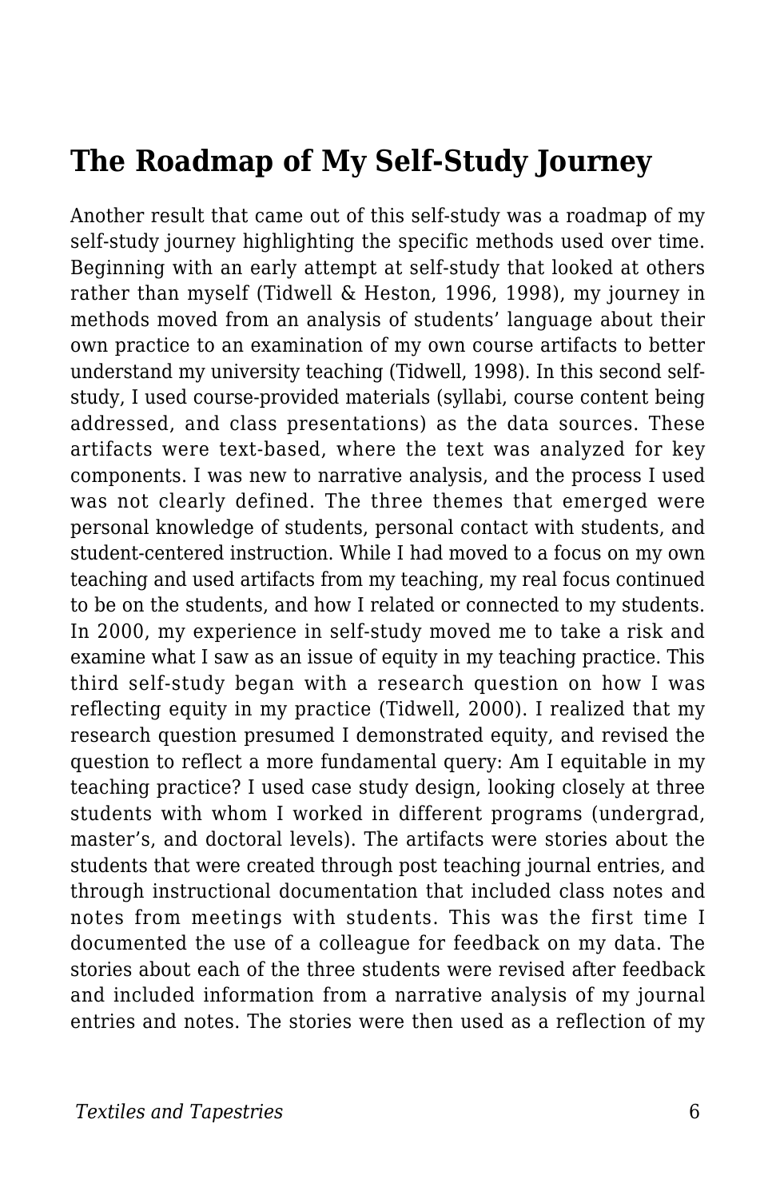## The Roadmap of My Self-Study Journey

Another result that came out of this self-study was a roadmap of my self-study journey highlighting the specific methods used over time. Beginning with an early attempt at self-study that looked at others rather than myself (Tidwell & Heston, 1996, 1998), my journey in methods moved from an analysis of students' language about their own practice to an examination of my own course artifacts to better understand my university teaching (Tidwell, 1998). In this second self-study, I used course-provided materials (syllabi, course content being addressed, and class presentations) as the data sources. These artifacts were text-based, where the text was analyzed for key components. I was new to narrative analysis, and the process I used was not clearly defined. The three themes that emerged were personal knowledge of students, personal contact with students, and student-centered instruction. While I had moved to a focus on my own teaching and used artifacts from my teaching, my real focus continued to be on the students, and how I related or connected to my students. In 2000, my experience in self-study moved me to take a risk and examine what I saw as an issue of equity in my teaching practice. This third self-study began with a research question on how I was reflecting equity in my practice (Tidwell, 2000). I realized that my research question presumed I demonstrated equity, and revised the question to reflect a more fundamental query: Am I equitable in my teaching practice? I used case study design, looking closely at three students with whom I worked in different programs (undergrad, master's, and doctoral levels). The artifacts were stories about the students that were created through post teaching journal entries, and through instructional documentation that included class notes and notes from meetings with students. This was the first time I documented the use of a colleague for feedback on my data. The stories about each of the three students were revised after feedback and included information from a narrative analysis of my journal entries and notes. The stories were then used as a reflection of my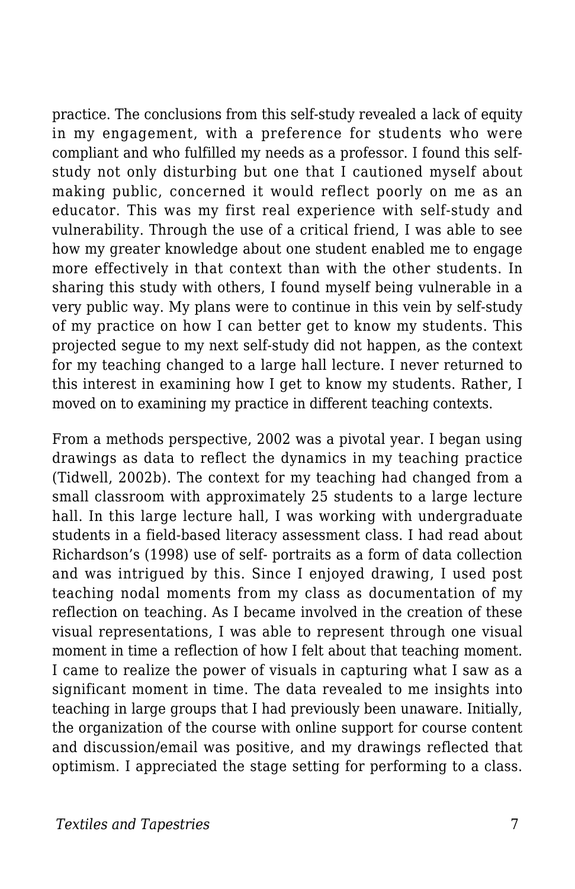practice. The conclusions from this self-study revealed a lack of equity in my engagement, with a preference for students who were compliant and who fulfilled my needs as a professor. I found this self-study not only disturbing but one that I cautioned myself about making public, concerned it would reflect poorly on me as an educator. This was my first real experience with self-study and vulnerability. Through the use of a critical friend, I was able to see how my greater knowledge about one student enabled me to engage more effectively in that context than with the other students. In sharing this study with others, I found myself being vulnerable in a very public way. My plans were to continue in this vein by self-study of my practice on how I can better get to know my students. This projected segue to my next self-study did not happen, as the context for my teaching changed to a large hall lecture. I never returned to this interest in examining how I get to know my students. Rather, I moved on to examining my practice in different teaching contexts.

From a methods perspective, 2002 was a pivotal year. I began using drawings as data to reflect the dynamics in my teaching practice (Tidwell, 2002b). The context for my teaching had changed from a small classroom with approximately 25 students to a large lecture hall. In this large lecture hall, I was working with undergraduate students in a field-based literacy assessment class. I had read about Richardson's (1998) use of self- portraits as a form of data collection and was intrigued by this. Since I enjoyed drawing, I used post teaching nodal moments from my class as documentation of my reflection on teaching. As I became involved in the creation of these visual representations, I was able to represent through one visual moment in time a reflection of how I felt about that teaching moment. I came to realize the power of visuals in capturing what I saw as a significant moment in time. The data revealed to me insights into teaching in large groups that I had previously been unaware. Initially, the organization of the course with online support for course content and discussion/email was positive, and my drawings reflected that optimism. I appreciated the stage setting for performing to a class.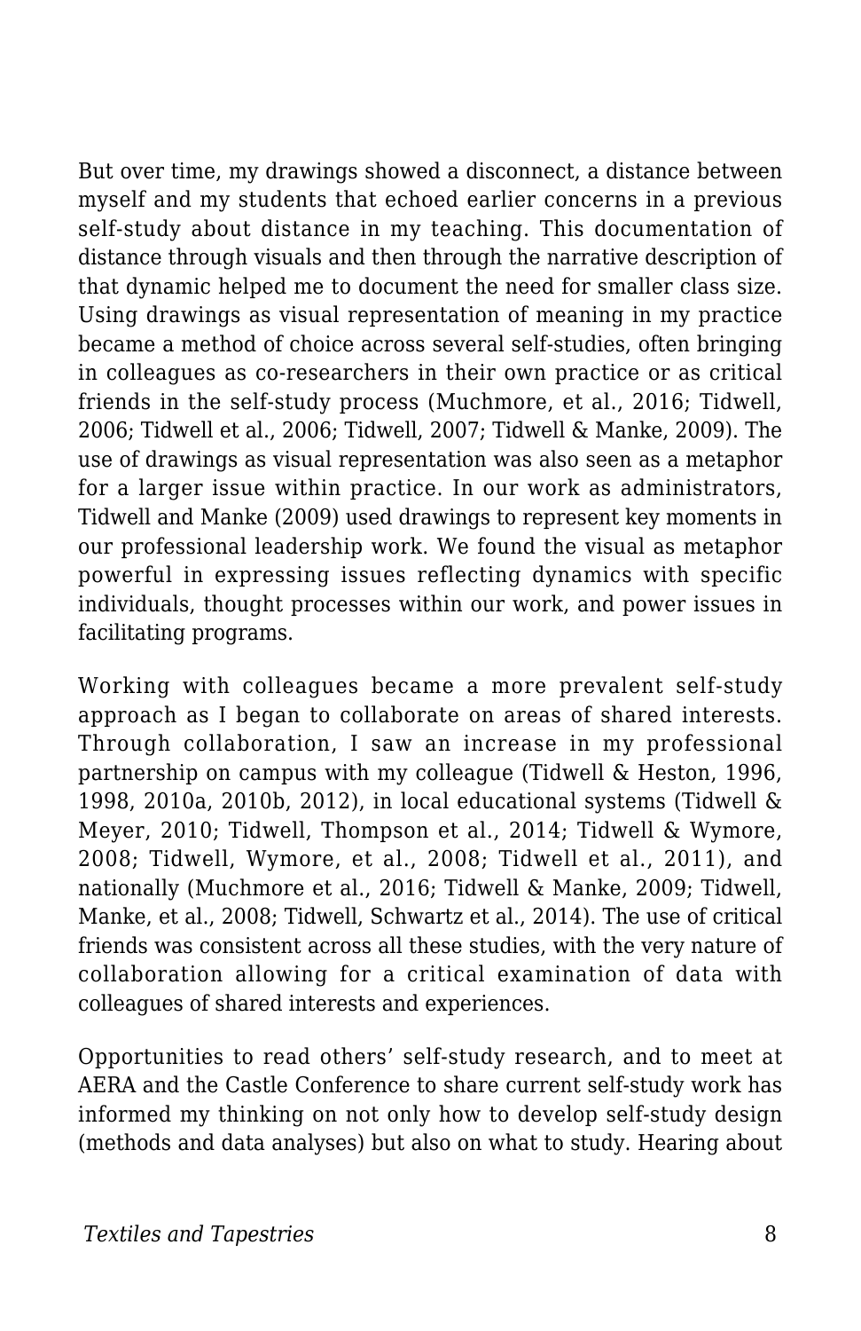But over time, my drawings showed a disconnect, a distance between myself and my students that echoed earlier concerns in a previous self-study about distance in my teaching. This documentation of distance through visuals and then through the narrative description of that dynamic helped me to document the need for smaller class size. Using drawings as visual representation of meaning in my practice became a method of choice across several self-studies, often bringing in colleagues as co-researchers in their own practice or as critical friends in the self-study process (Muchmore, et al., 2016; Tidwell, 2006; Tidwell et al., 2006; Tidwell, 2007; Tidwell & Manke, 2009). The use of drawings as visual representation was also seen as a metaphor for a larger issue within practice. In our work as administrators, Tidwell and Manke (2009) used drawings to represent key moments in our professional leadership work. We found the visual as metaphor powerful in expressing issues reflecting dynamics with specific individuals, thought processes within our work, and power issues in facilitating programs.

Working with colleagues became a more prevalent self-study approach as I began to collaborate on areas of shared interests. Through collaboration, I saw an increase in my professional partnership on campus with my colleague (Tidwell & Heston, 1996, 1998, 2010a, 2010b, 2012), in local educational systems (Tidwell & Meyer, 2010; Tidwell, Thompson et al., 2014; Tidwell & Wymore, 2008; Tidwell, Wymore, et al., 2008; Tidwell et al., 2011), and nationally (Muchmore et al., 2016; Tidwell & Manke, 2009; Tidwell, Manke, et al., 2008; Tidwell, Schwartz et al., 2014). The use of critical friends was consistent across all these studies, with the very nature of collaboration allowing for a critical examination of data with colleagues of shared interests and experiences.

Opportunities to read others' self-study research, and to meet at AERA and the Castle Conference to share current self-study work has informed my thinking on not only how to develop self-study design (methods and data analyses) but also on what to study. Hearing about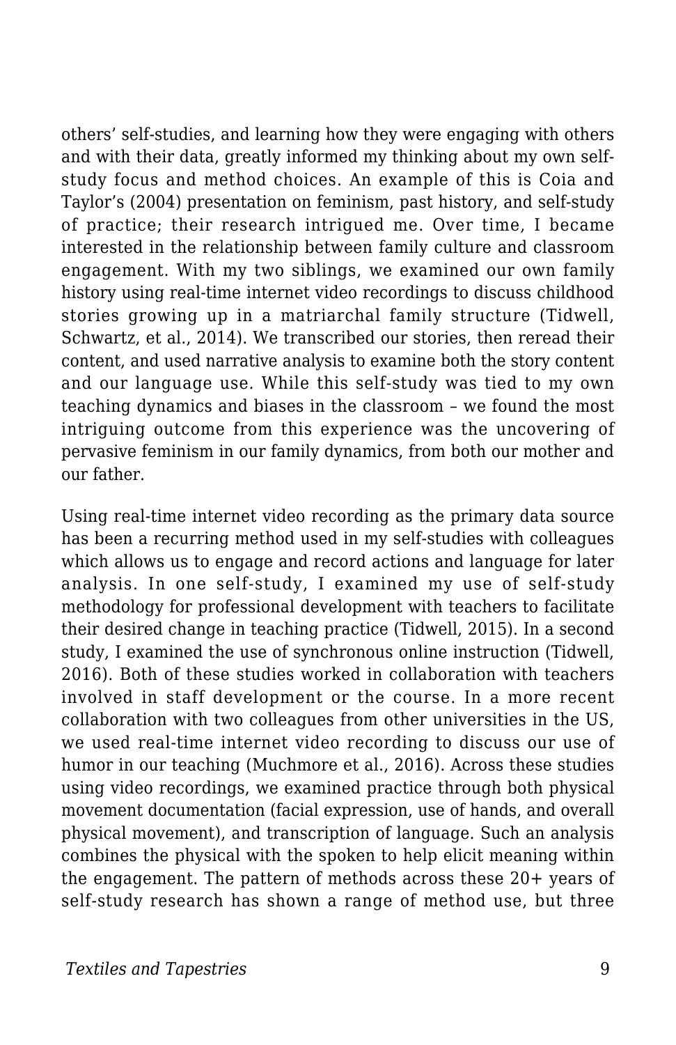others' self-studies, and learning how they were engaging with others and with their data, greatly informed my thinking about my own self-study focus and method choices. An example of this is Coia and Taylor's (2004) presentation on feminism, past history, and self-study of practice; their research intrigued me. Over time, I became interested in the relationship between family culture and classroom engagement. With my two siblings, we examined our own family history using real-time internet video recordings to discuss childhood stories growing up in a matriarchal family structure (Tidwell, Schwartz, et al., 2014). We transcribed our stories, then reread their content, and used narrative analysis to examine both the story content and our language use. While this self-study was tied to my own teaching dynamics and biases in the classroom – we found the most intriguing outcome from this experience was the uncovering of pervasive feminism in our family dynamics, from both our mother and our father.

Using real-time internet video recording as the primary data source has been a recurring method used in my self-studies with colleagues which allows us to engage and record actions and language for later analysis. In one self-study, I examined my use of self-study methodology for professional development with teachers to facilitate their desired change in teaching practice (Tidwell, 2015). In a second study, I examined the use of synchronous online instruction (Tidwell, 2016). Both of these studies worked in collaboration with teachers involved in staff development or the course. In a more recent collaboration with two colleagues from other universities in the US, we used real-time internet video recording to discuss our use of humor in our teaching (Muchmore et al., 2016). Across these studies using video recordings, we examined practice through both physical movement documentation (facial expression, use of hands, and overall physical movement), and transcription of language. Such an analysis combines the physical with the spoken to help elicit meaning within the engagement. The pattern of methods across these 20+ years of self-study research has shown a range of method use, but three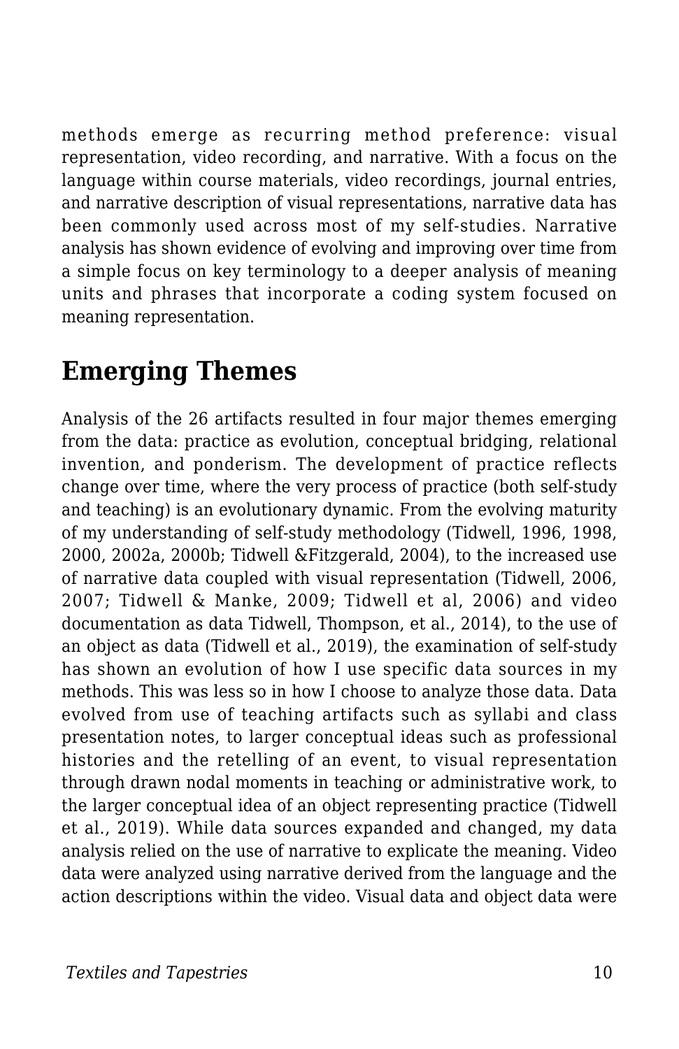methods emerge as recurring method preference: visual representation, video recording, and narrative. With a focus on the language within course materials, video recordings, journal entries, and narrative description of visual representations, narrative data has been commonly used across most of my self-studies. Narrative analysis has shown evidence of evolving and improving over time from a simple focus on key terminology to a deeper analysis of meaning units and phrases that incorporate a coding system focused on meaning representation.

## Emerging Themes

Analysis of the 26 artifacts resulted in four major themes emerging from the data: practice as evolution, conceptual bridging, relational invention, and ponderism. The development of practice reflects change over time, where the very process of practice (both self-study and teaching) is an evolutionary dynamic. From the evolving maturity of my understanding of self-study methodology (Tidwell, 1996, 1998, 2000, 2002a, 2000b; Tidwell &Fitzgerald, 2004), to the increased use of narrative data coupled with visual representation (Tidwell, 2006, 2007; Tidwell & Manke, 2009; Tidwell et al, 2006) and video documentation as data Tidwell, Thompson, et al., 2014), to the use of an object as data (Tidwell et al., 2019), the examination of self-study has shown an evolution of how I use specific data sources in my methods. This was less so in how I choose to analyze those data. Data evolved from use of teaching artifacts such as syllabi and class presentation notes, to larger conceptual ideas such as professional histories and the retelling of an event, to visual representation through drawn nodal moments in teaching or administrative work, to the larger conceptual idea of an object representing practice (Tidwell et al., 2019). While data sources expanded and changed, my data analysis relied on the use of narrative to explicate the meaning. Video data were analyzed using narrative derived from the language and the action descriptions within the video. Visual data and object data were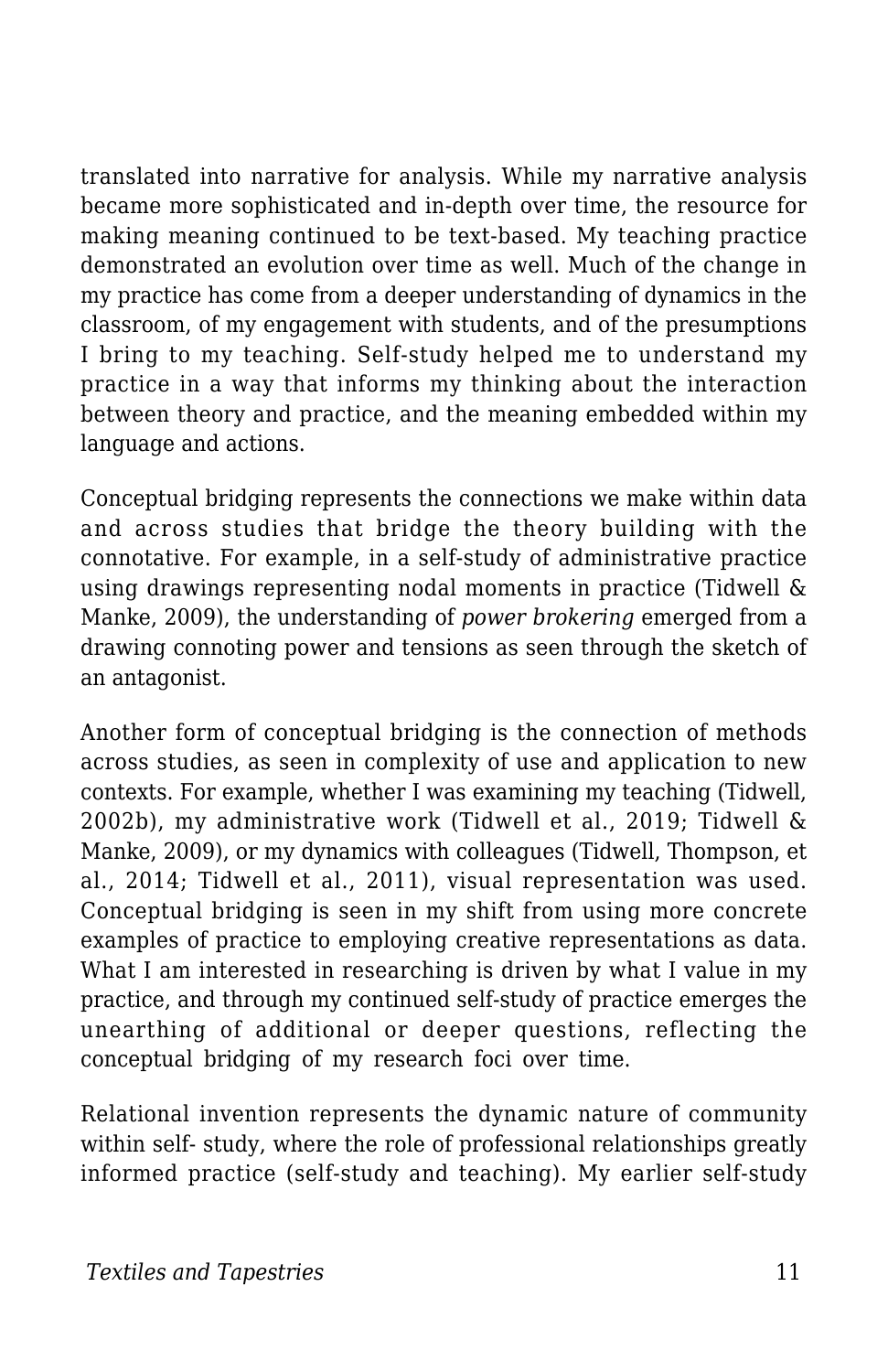translated into narrative for analysis. While my narrative analysis became more sophisticated and in-depth over time, the resource for making meaning continued to be text-based. My teaching practice demonstrated an evolution over time as well. Much of the change in my practice has come from a deeper understanding of dynamics in the classroom, of my engagement with students, and of the presumptions I bring to my teaching. Self-study helped me to understand my practice in a way that informs my thinking about the interaction between theory and practice, and the meaning embedded within my language and actions.

Conceptual bridging represents the connections we make within data and across studies that bridge the theory building with the connotative. For example, in a self-study of administrative practice using drawings representing nodal moments in practice (Tidwell & Manke, 2009), the understanding of *power brokering* emerged from a drawing connoting power and tensions as seen through the sketch of an antagonist.

Another form of conceptual bridging is the connection of methods across studies, as seen in complexity of use and application to new contexts. For example, whether I was examining my teaching (Tidwell, 2002b), my administrative work (Tidwell et al., 2019; Tidwell & Manke, 2009), or my dynamics with colleagues (Tidwell, Thompson, et al., 2014; Tidwell et al., 2011), visual representation was used. Conceptual bridging is seen in my shift from using more concrete examples of practice to employing creative representations as data. What I am interested in researching is driven by what I value in my practice, and through my continued self-study of practice emerges the unearthing of additional or deeper questions, reflecting the conceptual bridging of my research foci over time.

Relational invention represents the dynamic nature of community within self- study, where the role of professional relationships greatly informed practice (self-study and teaching). My earlier self-study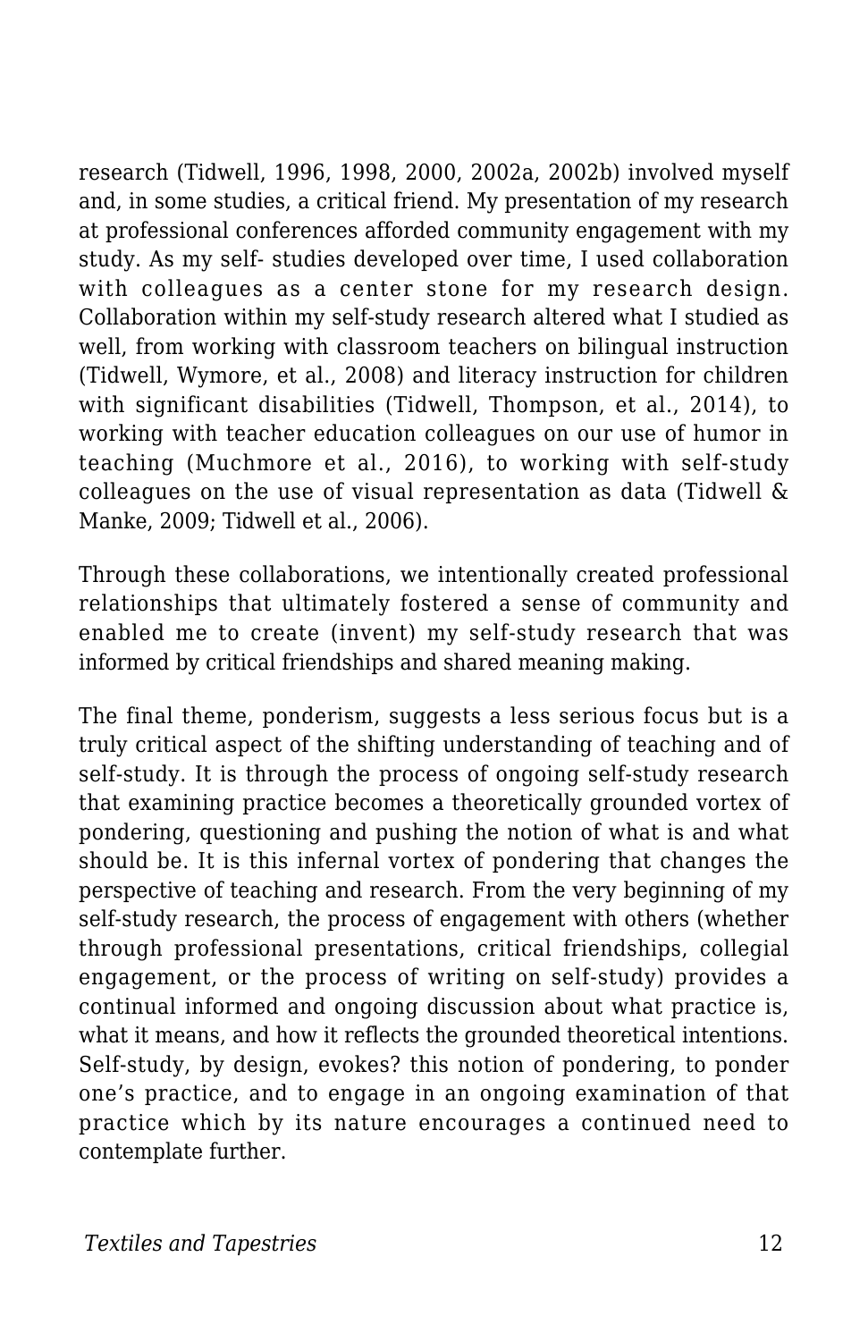research (Tidwell, 1996, 1998, 2000, 2002a, 2002b) involved myself and, in some studies, a critical friend. My presentation of my research at professional conferences afforded community engagement with my study. As my self- studies developed over time, I used collaboration with colleagues as a center stone for my research design. Collaboration within my self-study research altered what I studied as well, from working with classroom teachers on bilingual instruction (Tidwell, Wymore, et al., 2008) and literacy instruction for children with significant disabilities (Tidwell, Thompson, et al., 2014), to working with teacher education colleagues on our use of humor in teaching (Muchmore et al., 2016), to working with self-study colleagues on the use of visual representation as data (Tidwell & Manke, 2009; Tidwell et al., 2006).

Through these collaborations, we intentionally created professional relationships that ultimately fostered a sense of community and enabled me to create (invent) my self-study research that was informed by critical friendships and shared meaning making.

The final theme, ponderism, suggests a less serious focus but is a truly critical aspect of the shifting understanding of teaching and of self-study. It is through the process of ongoing self-study research that examining practice becomes a theoretically grounded vortex of pondering, questioning and pushing the notion of what is and what should be. It is this infernal vortex of pondering that changes the perspective of teaching and research. From the very beginning of my self-study research, the process of engagement with others (whether through professional presentations, critical friendships, collegial engagement, or the process of writing on self-study) provides a continual informed and ongoing discussion about what practice is, what it means, and how it reflects the grounded theoretical intentions. Self-study, by design, evokes? this notion of pondering, to ponder one's practice, and to engage in an ongoing examination of that practice which by its nature encourages a continued need to contemplate further.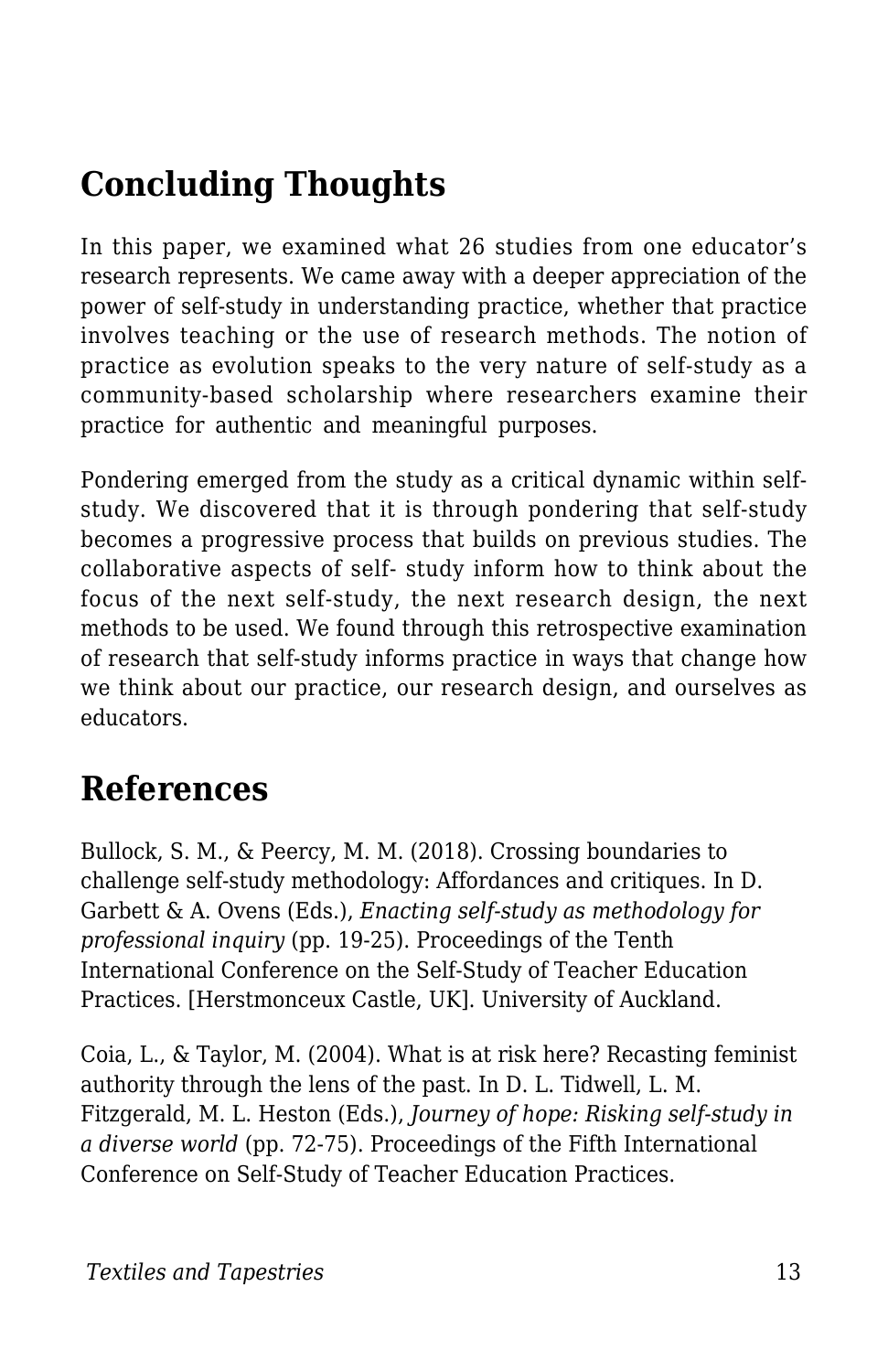## Concluding Thoughts

In this paper, we examined what 26 studies from one educator's research represents. We came away with a deeper appreciation of the power of self-study in understanding practice, whether that practice involves teaching or the use of research methods. The notion of practice as evolution speaks to the very nature of self-study as a community-based scholarship where researchers examine their practice for authentic and meaningful purposes.

Pondering emerged from the study as a critical dynamic within self-study. We discovered that it is through pondering that self-study becomes a progressive process that builds on previous studies. The collaborative aspects of self- study inform how to think about the focus of the next self-study, the next research design, the next methods to be used. We found through this retrospective examination of research that self-study informs practice in ways that change how we think about our practice, our research design, and ourselves as educators.

## References

Bullock, S. M., & Peercy, M. M. (2018). Crossing boundaries to challenge self-study methodology: Affordances and critiques. In D. Garbett & A. Ovens (Eds.), *Enacting self-study as methodology for professional inquiry* (pp. 19-25). Proceedings of the Tenth International Conference on the Self-Study of Teacher Education Practices. [Herstmonceux Castle, UK]. University of Auckland.

Coia, L., & Taylor, M. (2004). What is at risk here? Recasting feminist authority through the lens of the past. In D. L. Tidwell, L. M. Fitzgerald, M. L. Heston (Eds.), *Journey of hope: Risking self-study in a diverse world* (pp. 72-75). Proceedings of the Fifth International Conference on Self-Study of Teacher Education Practices.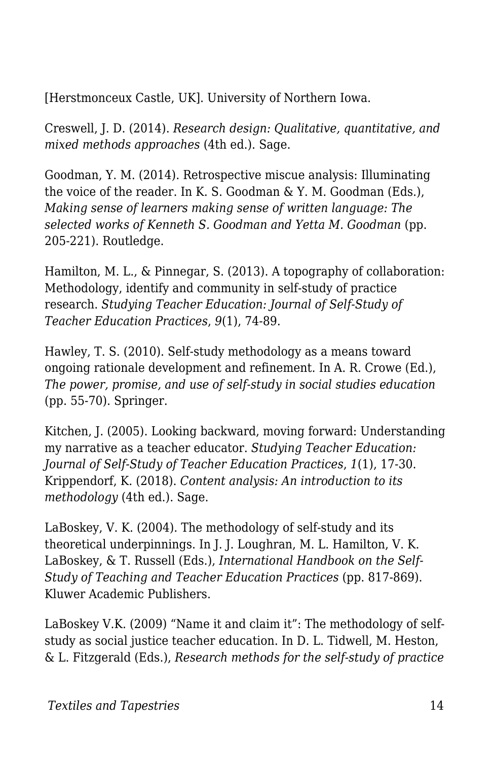[Herstmonceux Castle, UK]. University of Northern Iowa.

Creswell, J. D. (2014). *Research design: Qualitative, quantitative, and mixed methods approaches* (4th ed.). Sage.

Goodman, Y. M. (2014). Retrospective miscue analysis: Illuminating the voice of the reader. In K. S. Goodman & Y. M. Goodman (Eds.), *Making sense of learners making sense of written language: The selected works of Kenneth S. Goodman and Yetta M. Goodman* (pp. 205-221). Routledge.

Hamilton, M. L., & Pinnegar, S. (2013). A topography of collaboration: Methodology, identify and community in self-study of practice research. *Studying Teacher Education: Journal of Self-Study of Teacher Education Practices*, *9*(1), 74-89.

Hawley, T. S. (2010). Self-study methodology as a means toward ongoing rationale development and refinement. In A. R. Crowe (Ed.), *The power, promise, and use of self-study in social studies education* (pp. 55-70). Springer.

Kitchen, J. (2005). Looking backward, moving forward: Understanding my narrative as a teacher educator. *Studying Teacher Education: Journal of Self-Study of Teacher Education Practices*, *1*(1), 17-30.
Krippendorf, K. (2018). *Content analysis: An introduction to its methodology* (4th ed.). Sage.

LaBoskey, V. K. (2004). The methodology of self-study and its theoretical underpinnings. In J. J. Loughran, M. L. Hamilton, V. K. LaBoskey, & T. Russell (Eds.), *International Handbook on the Self-Study of Teaching and Teacher Education Practices* (pp. 817-869). Kluwer Academic Publishers.

LaBoskey V.K. (2009) "Name it and claim it": The methodology of self-study as social justice teacher education. In D. L. Tidwell, M. Heston, & L. Fitzgerald (Eds.), *Research methods for the self-study of practice*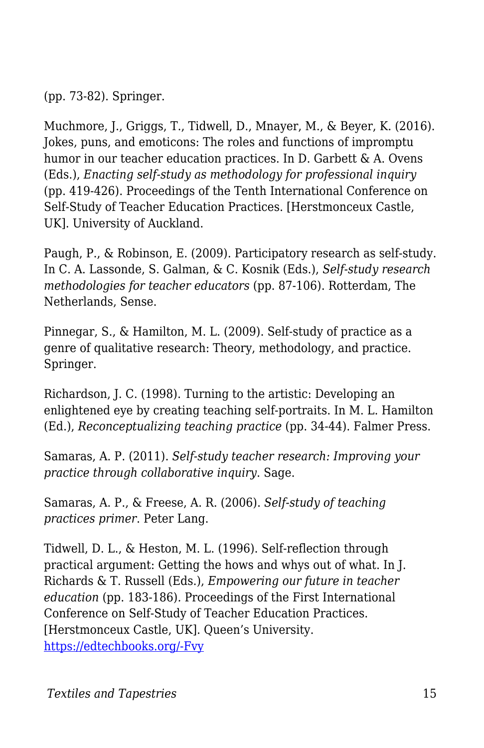(pp. 73-82). Springer.

Muchmore, J., Griggs, T., Tidwell, D., Mnayer, M., & Beyer, K. (2016). Jokes, puns, and emoticons: The roles and functions of impromptu humor in our teacher education practices. In D. Garbett & A. Ovens (Eds.), *Enacting self-study as methodology for professional inquiry* (pp. 419-426). Proceedings of the Tenth International Conference on Self-Study of Teacher Education Practices. [Herstmonceux Castle, UK]. University of Auckland.

Paugh, P., & Robinson, E. (2009). Participatory research as self-study. In C. A. Lassonde, S. Galman, & C. Kosnik (Eds.), *Self-study research methodologies for teacher educators* (pp. 87-106). Rotterdam, The Netherlands, Sense.

Pinnegar, S., & Hamilton, M. L. (2009). Self-study of practice as a genre of qualitative research: Theory, methodology, and practice. Springer.

Richardson, J. C. (1998). Turning to the artistic: Developing an enlightened eye by creating teaching self-portraits. In M. L. Hamilton (Ed.), *Reconceptualizing teaching practice* (pp. 34-44). Falmer Press.

Samaras, A. P. (2011). *Self-study teacher research: Improving your practice through collaborative inquiry*. Sage.

Samaras, A. P., & Freese, A. R. (2006). *Self-study of teaching practices primer*. Peter Lang.

Tidwell, D. L., & Heston, M. L. (1996). Self-reflection through practical argument: Getting the hows and whys out of what. In J. Richards & T. Russell (Eds.), *Empowering our future in teacher education* (pp. 183-186). Proceedings of the First International Conference on Self-Study of Teacher Education Practices. [Herstmonceux Castle, UK]. Queen's University. [https://edtechbooks.org/-Fvy](https://edtechbooks.org/-Fvy)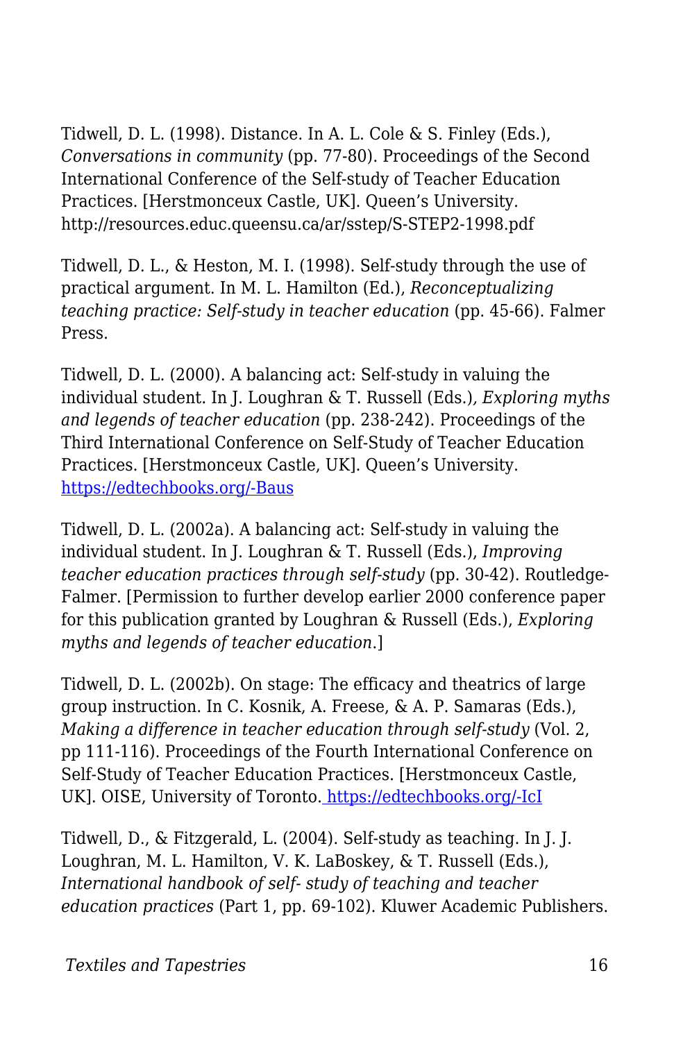Tidwell, D. L. (1998). Distance. In A. L. Cole & S. Finley (Eds.), *Conversations in community* (pp. 77-80). Proceedings of the Second International Conference of the Self-study of Teacher Education Practices. [Herstmonceux Castle, UK]. Queen's University. http://resources.educ.queensu.ca/ar/sstep/S-STEP2-1998.pdf

Tidwell, D. L., & Heston, M. I. (1998). Self-study through the use of practical argument. In M. L. Hamilton (Ed.), *Reconceptualizing teaching practice: Self-study in teacher education* (pp. 45-66). Falmer Press.

Tidwell, D. L. (2000). A balancing act: Self-study in valuing the individual student. In J. Loughran & T. Russell (Eds.), *Exploring myths and legends of teacher education* (pp. 238-242). Proceedings of the Third International Conference on Self-Study of Teacher Education Practices. [Herstmonceux Castle, UK]. Queen's University. https://edtechbooks.org/-Baus

Tidwell, D. L. (2002a). A balancing act: Self-study in valuing the individual student. In J. Loughran & T. Russell (Eds.), *Improving teacher education practices through self-study* (pp. 30-42). Routledge-Falmer. [Permission to further develop earlier 2000 conference paper for this publication granted by Loughran & Russell (Eds.), *Exploring myths and legends of teacher education*.]

Tidwell, D. L. (2002b). On stage: The efficacy and theatrics of large group instruction. In C. Kosnik, A. Freese, & A. P. Samaras (Eds.), *Making a difference in teacher education through self-study* (Vol. 2, pp 111-116). Proceedings of the Fourth International Conference on Self-Study of Teacher Education Practices. [Herstmonceux Castle, UK]. OISE, University of Toronto. https://edtechbooks.org/-IcI

Tidwell, D., & Fitzgerald, L. (2004). Self-study as teaching. In J. J. Loughran, M. L. Hamilton, V. K. LaBoskey, & T. Russell (Eds.), *International handbook of self- study of teaching and teacher education practices* (Part 1, pp. 69-102). Kluwer Academic Publishers.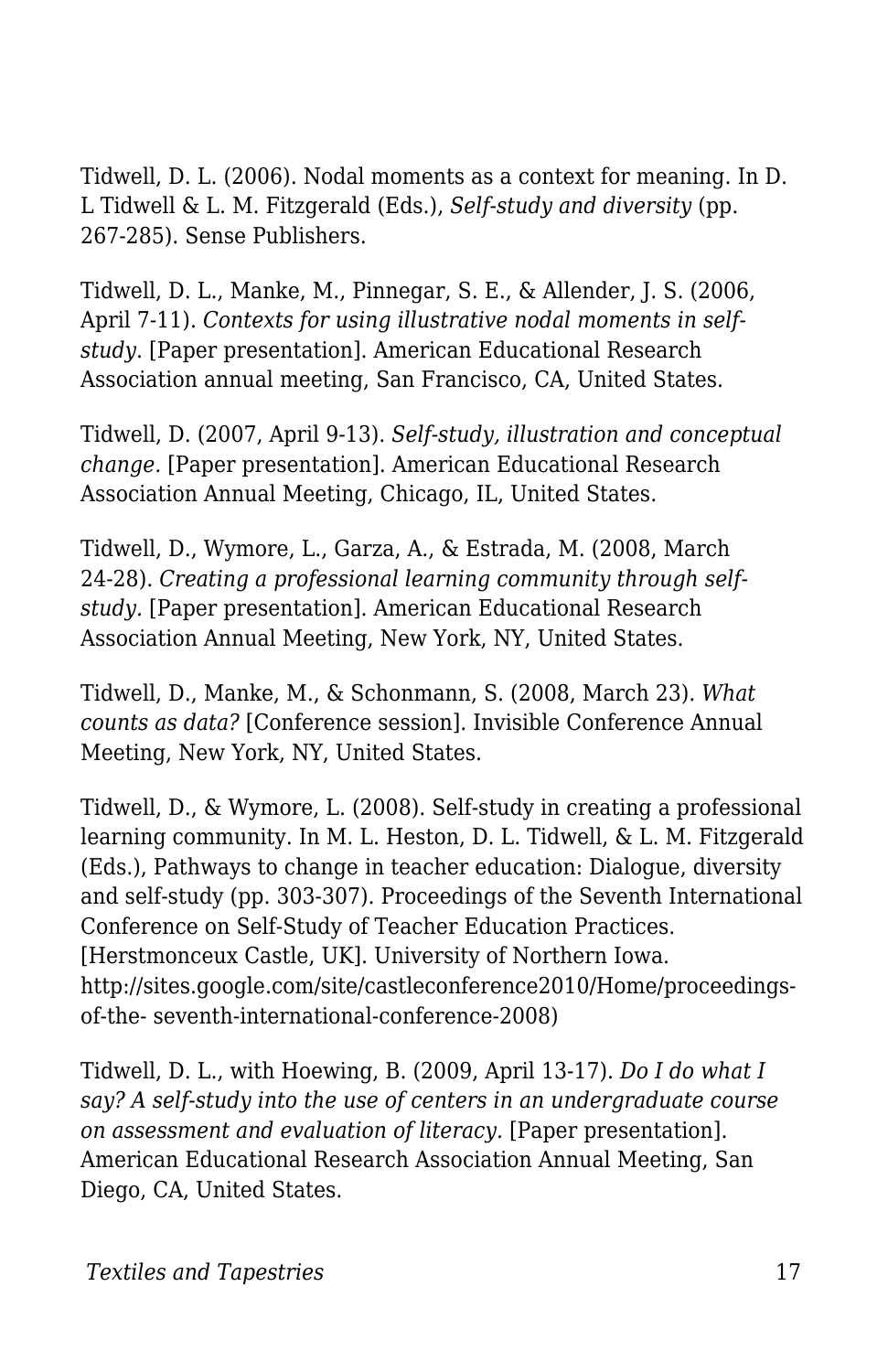Tidwell, D. L. (2006). Nodal moments as a context for meaning. In D. L Tidwell & L. M. Fitzgerald (Eds.), *Self-study and diversity* (pp. 267-285). Sense Publishers.

Tidwell, D. L., Manke, M., Pinnegar, S. E., & Allender, J. S. (2006, April 7-11). *Contexts for using illustrative nodal moments in self-study.* [Paper presentation]. American Educational Research Association annual meeting, San Francisco, CA, United States.

Tidwell, D. (2007, April 9-13). *Self-study, illustration and conceptual change.* [Paper presentation]. American Educational Research Association Annual Meeting, Chicago, IL, United States.

Tidwell, D., Wymore, L., Garza, A., & Estrada, M. (2008, March 24-28). *Creating a professional learning community through self-study.* [Paper presentation]. American Educational Research Association Annual Meeting, New York, NY, United States.

Tidwell, D., Manke, M., & Schonmann, S. (2008, March 23). *What counts as data?* [Conference session]. Invisible Conference Annual Meeting, New York, NY, United States.

Tidwell, D., & Wymore, L. (2008). Self-study in creating a professional learning community. In M. L. Heston, D. L. Tidwell, & L. M. Fitzgerald (Eds.), Pathways to change in teacher education: Dialogue, diversity and self-study (pp. 303-307). Proceedings of the Seventh International Conference on Self-Study of Teacher Education Practices. [Herstmonceux Castle, UK]. University of Northern Iowa. http://sites.google.com/site/castleconference2010/Home/proceedings-of-the- seventh-international-conference-2008)

Tidwell, D. L., with Hoewing, B. (2009, April 13-17). *Do I do what I say? A self-study into the use of centers in an undergraduate course on assessment and evaluation of literacy.* [Paper presentation]. American Educational Research Association Annual Meeting, San Diego, CA, United States.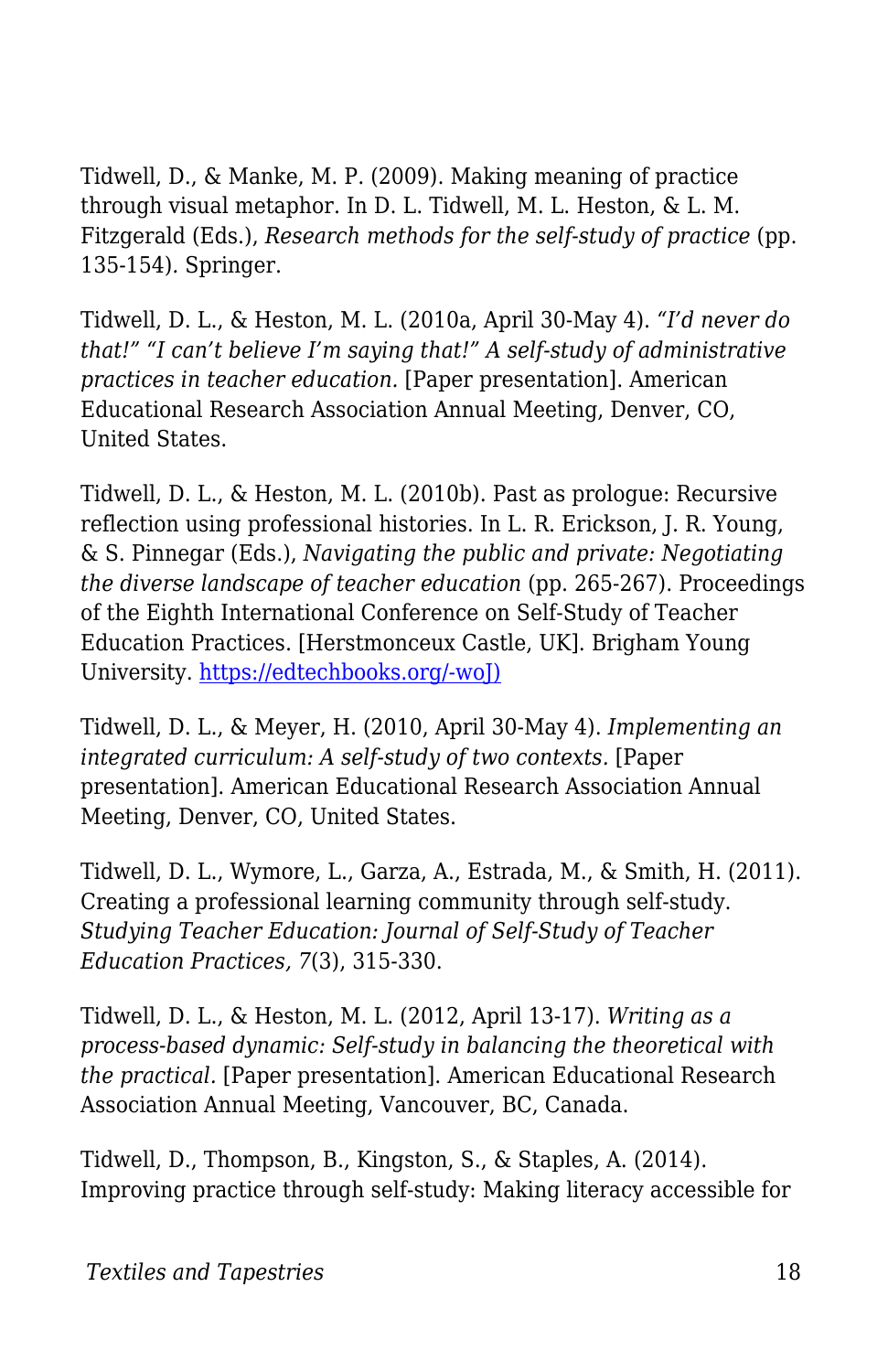Tidwell, D., & Manke, M. P. (2009). Making meaning of practice through visual metaphor. In D. L. Tidwell, M. L. Heston, & L. M. Fitzgerald (Eds.), *Research methods for the self-study of practice* (pp. 135-154). Springer.

Tidwell, D. L., & Heston, M. L. (2010a, April 30-May 4). *"I'd never do that!" "I can't believe I'm saying that!" A self-study of administrative practices in teacher education.* [Paper presentation]. American Educational Research Association Annual Meeting, Denver, CO, United States.

Tidwell, D. L., & Heston, M. L. (2010b). Past as prologue: Recursive reflection using professional histories. In L. R. Erickson, J. R. Young, & S. Pinnegar (Eds.), *Navigating the public and private: Negotiating the diverse landscape of teacher education* (pp. 265-267). Proceedings of the Eighth International Conference on Self-Study of Teacher Education Practices. [Herstmonceux Castle, UK]. Brigham Young University. [https://edtechbooks.org/-woJ)](https://edtechbooks.org/-woJ)

Tidwell, D. L., & Meyer, H. (2010, April 30-May 4). *Implementing an integrated curriculum: A self-study of two contexts.* [Paper presentation]. American Educational Research Association Annual Meeting, Denver, CO, United States.

Tidwell, D. L., Wymore, L., Garza, A., Estrada, M., & Smith, H. (2011). Creating a professional learning community through self-study. *Studying Teacher Education: Journal of Self-Study of Teacher Education Practices, 7*(3), 315-330.

Tidwell, D. L., & Heston, M. L. (2012, April 13-17). *Writing as a process-based dynamic: Self-study in balancing the theoretical with the practical.* [Paper presentation]. American Educational Research Association Annual Meeting, Vancouver, BC, Canada.

Tidwell, D., Thompson, B., Kingston, S., & Staples, A. (2014). Improving practice through self-study: Making literacy accessible for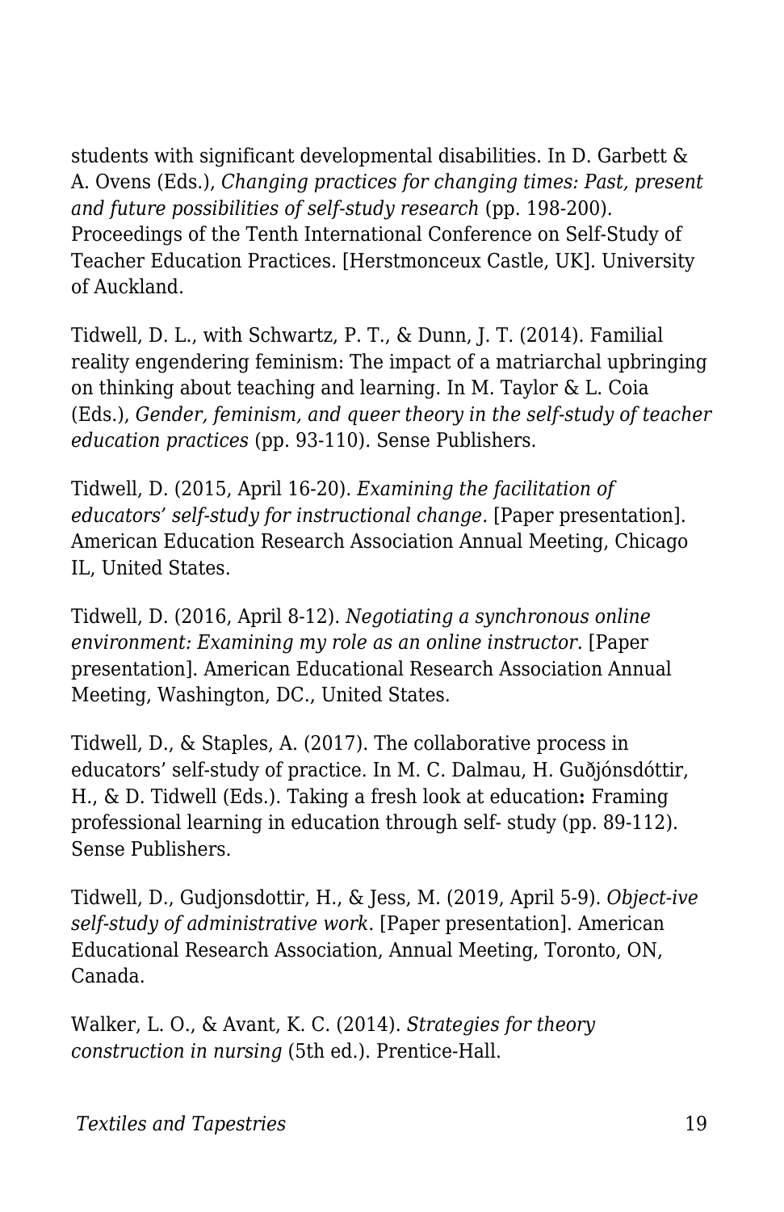students with significant developmental disabilities. In D. Garbett & A. Ovens (Eds.), *Changing practices for changing times: Past, present and future possibilities of self-study research* (pp. 198-200). Proceedings of the Tenth International Conference on Self-Study of Teacher Education Practices. [Herstmonceux Castle, UK]. University of Auckland.

Tidwell, D. L., with Schwartz, P. T., & Dunn, J. T. (2014). Familial reality engendering feminism: The impact of a matriarchal upbringing on thinking about teaching and learning. In M. Taylor & L. Coia (Eds.), *Gender, feminism, and queer theory in the self-study of teacher education practices* (pp. 93-110). Sense Publishers.

Tidwell, D. (2015, April 16-20). *Examining the facilitation of educators' self-study for instructional change*. [Paper presentation]. American Education Research Association Annual Meeting, Chicago IL, United States.

Tidwell, D. (2016, April 8-12). *Negotiating a synchronous online environment: Examining my role as an online instructor.* [Paper presentation]. American Educational Research Association Annual Meeting, Washington, DC., United States.

Tidwell, D., & Staples, A. (2017). The collaborative process in educators' self-study of practice. In M. C. Dalmau, H. Guðjónsdóttir, H., & D. Tidwell (Eds.). Taking a fresh look at education**:** Framing professional learning in education through self- study (pp. 89-112). Sense Publishers.

Tidwell, D., Gudjonsdottir, H., & Jess, M. (2019, April 5-9). *Object-ive self-study of administrative work*. [Paper presentation]. American Educational Research Association, Annual Meeting, Toronto, ON, Canada.

Walker, L. O., & Avant, K. C. (2014). *Strategies for theory construction in nursing* (5th ed.). Prentice-Hall.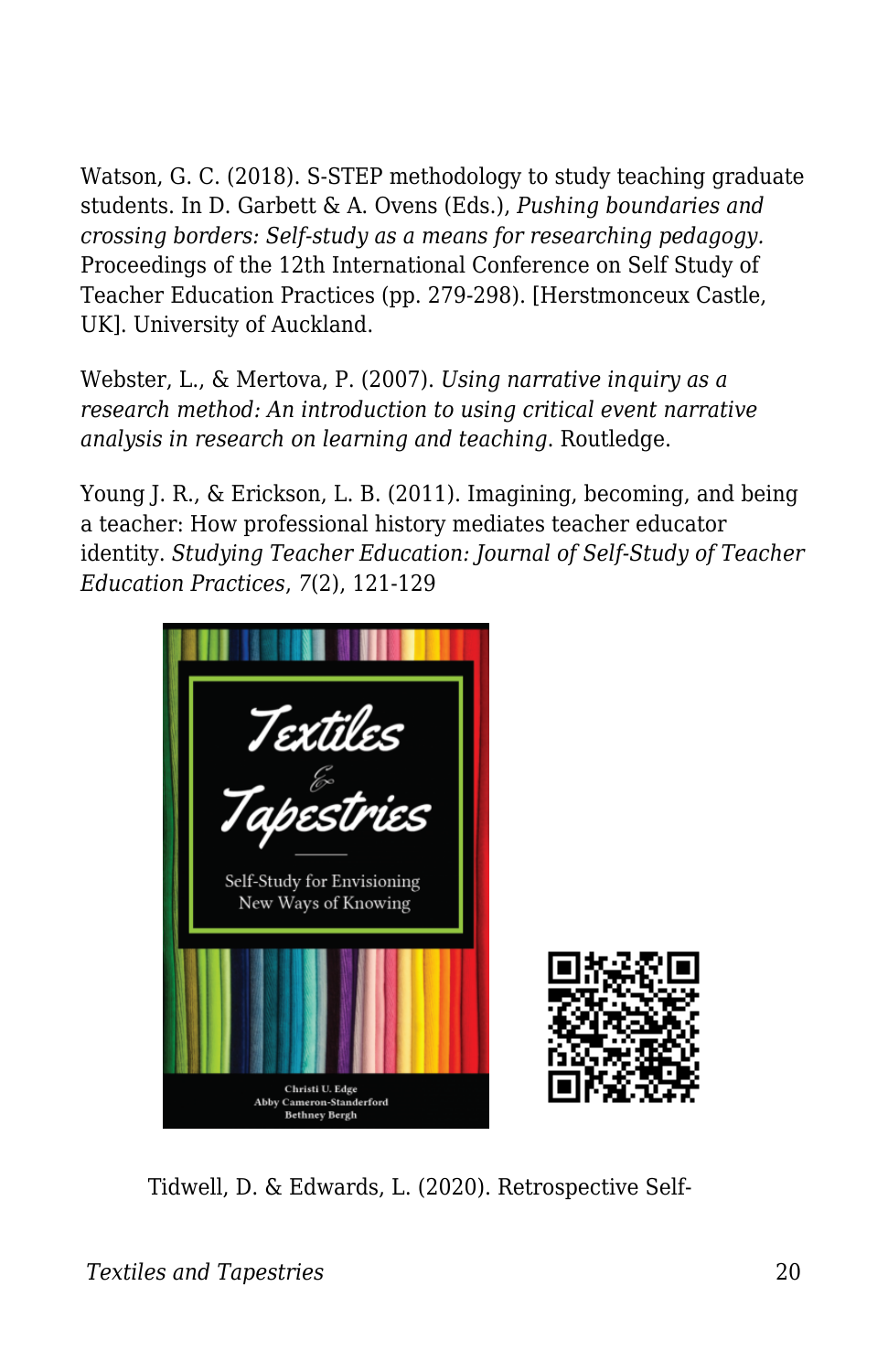Watson, G. C. (2018). S-STEP methodology to study teaching graduate students. In D. Garbett & A. Ovens (Eds.), *Pushing boundaries and crossing borders: Self-study as a means for researching pedagogy.* Proceedings of the 12th International Conference on Self Study of Teacher Education Practices (pp. 279-298). [Herstmonceux Castle, UK]. University of Auckland.

Webster, L., & Mertova, P. (2007). *Using narrative inquiry as a research method: An introduction to using critical event narrative analysis in research on learning and teaching*. Routledge.

Young J. R., & Erickson, L. B. (2011). Imagining, becoming, and being a teacher: How professional history mediates teacher educator identity. *Studying Teacher Education: Journal of Self-Study of Teacher Education Practices*, *7*(2), 121-129

Tidwell, D. & Edwards, L. (2020). Retrospective Self-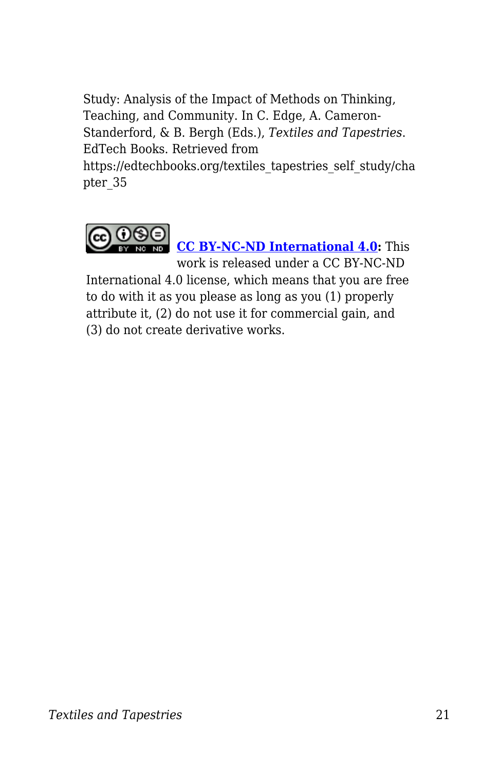Study: Analysis of the Impact of Methods on Thinking, Teaching, and Community. In C. Edge, A. Cameron-Standerford, & B. Bergh (Eds.), *Textiles and Tapestries*. EdTech Books. Retrieved from https://edtechbooks.org/textiles_tapestries_self_study/chapter_35

**CC BY-NC-ND International 4.0:** This work is released under a CC BY-NC-ND International 4.0 license, which means that you are free to do with it as you please as long as you (1) properly attribute it, (2) do not use it for commercial gain, and (3) do not create derivative works.